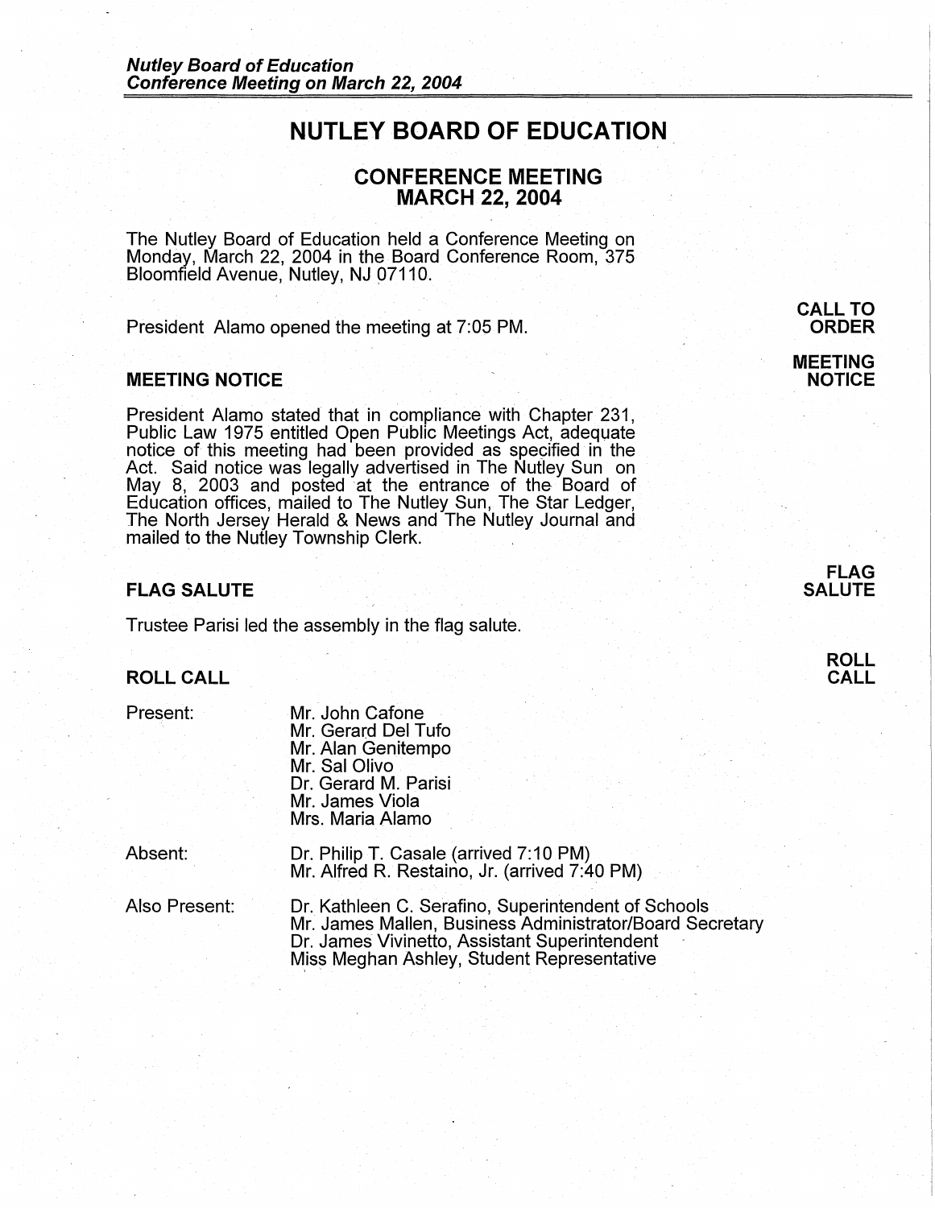# NUTLEY BOARD OF EDUCATION

## CONFERENCE MEETING
## MARCH 22, 2004

The Nutley Board of Education held a Conference Meeting on Monday, March 22, 2004 in the Board Conference Room, 375 Bloomfield Avenue, Nutley, NJ 07110.

**CALL TO ORDER**

President Alamo opened the meeting at 7:05 PM.

### MEETING NOTICE

President Alamo stated that in compliance with Chapter 231, Public Law 1975 entitled Open Public Meetings Act, adequate notice of this meeting had been provided as specified in the Act. Said notice was legally advertised in The Nutley Sun on May 8, 2003 and posted at the entrance of the Board of Education offices, mailed to The Nutley Sun, The Star Ledger, The North Jersey Herald & News and The Nutley Journal and mailed to the Nutley Township Clerk.

### FLAG SALUTE

Trustee Parisi led the assembly in the flag salute.

### ROLL CALL

| | |
|---|---|
| Present: | Mr. John Cafone<br>Mr. Gerard Del Tufo<br>Mr. Alan Genitempo<br>Mr. Sal Olivo<br>Dr. Gerard M. Parisi<br>Mr. James Viola<br>Mrs. Maria Alamo |
| Absent: | Dr. Philip T. Casale (arrived 7:10 PM)<br>Mr. Alfred R. Restaino, Jr. (arrived 7:40 PM) |
| Also Present: | Dr. Kathleen C. Serafino, Superintendent of Schools<br>Mr. James Mallen, Business Administrator/Board Secretary<br>Dr. James Vivinetto, Assistant Superintendent<br>Miss Meghan Ashley, Student Representative |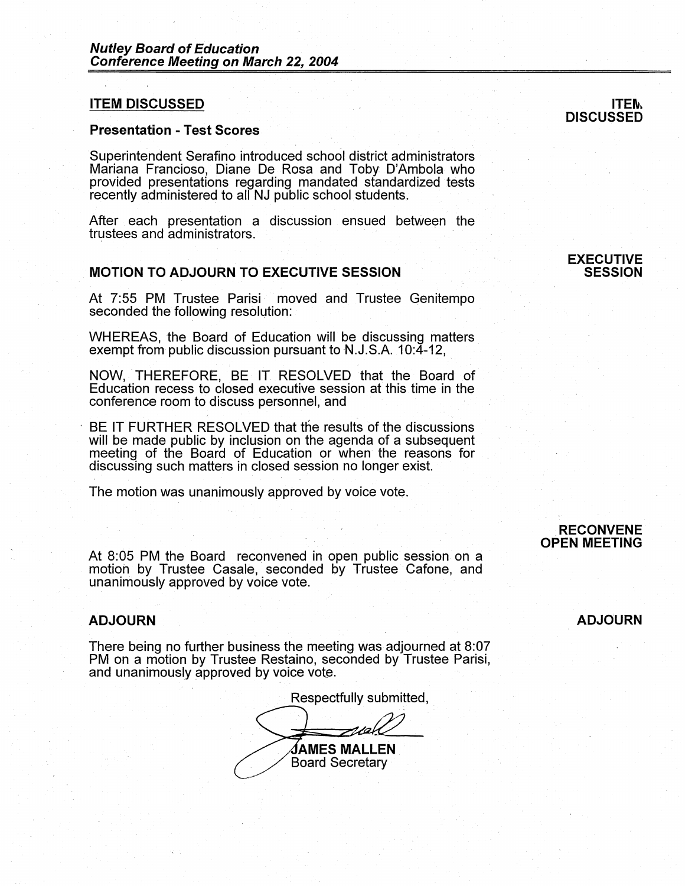## ITEM DISCUSSED

**ITEM DISCUSSED**

### Presentation - Test Scores

Superintendent Serafino introduced school district administrators Mariana Francioso, Diane De Rosa and Toby D'Ambola who provided presentations regarding mandated standardized tests recently administered to all NJ public school students.

After each presentation a discussion ensued between the trustees and administrators.

**EXECUTIVE SESSION**

## MOTION TO ADJOURN TO EXECUTIVE SESSION

At 7:55 PM Trustee Parisi moved and Trustee Genitempo seconded the following resolution:

WHEREAS, the Board of Education will be discussing matters exempt from public discussion pursuant to N.J.S.A. 10:4-12,

NOW, THEREFORE, BE IT RESOLVED that the Board of Education recess to closed executive session at this time in the conference room to discuss personnel, and

BE IT FURTHER RESOLVED that the results of the discussions will be made public by inclusion on the agenda of a subsequent meeting of the Board of Education or when the reasons for discussing such matters in closed session no longer exist.

The motion was unanimously approved by voice vote.

**RECONVENE OPEN MEETING**

At 8:05 PM the Board reconvened in open public session on a motion by Trustee Casale, seconded by Trustee Cafone, and unanimously approved by voice vote.

## ADJOURN

**ADJOURN**

There being no further business the meeting was adjourned at 8:07 PM on a motion by Trustee Restaino, seconded by Trustee Parisi, and unanimously approved by voice vote.

Respectfully submitted,

**JAMES MALLEN**
Board Secretary